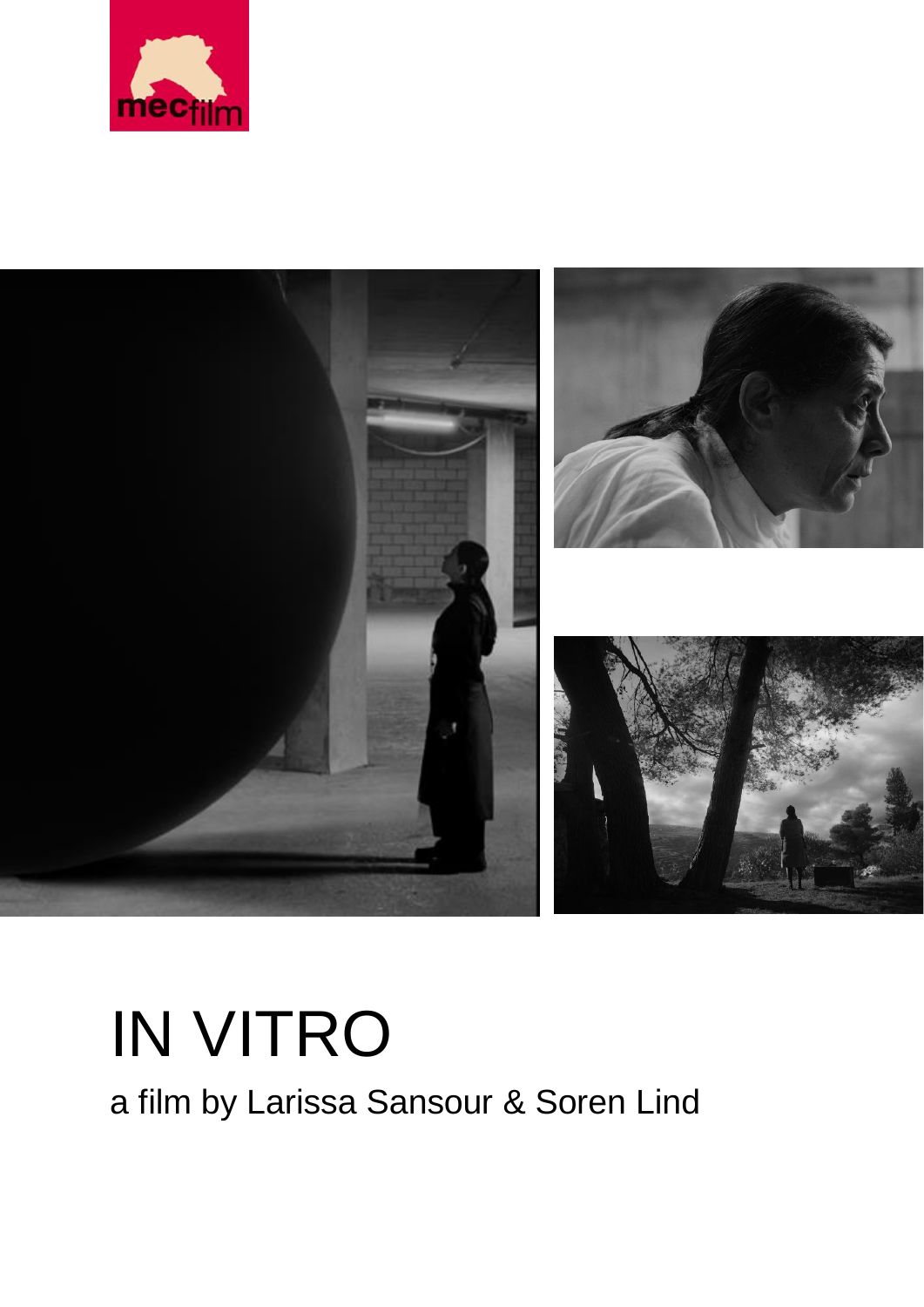mecfilm

# IN VITRO

a film by Larissa Sansour & Soren Lind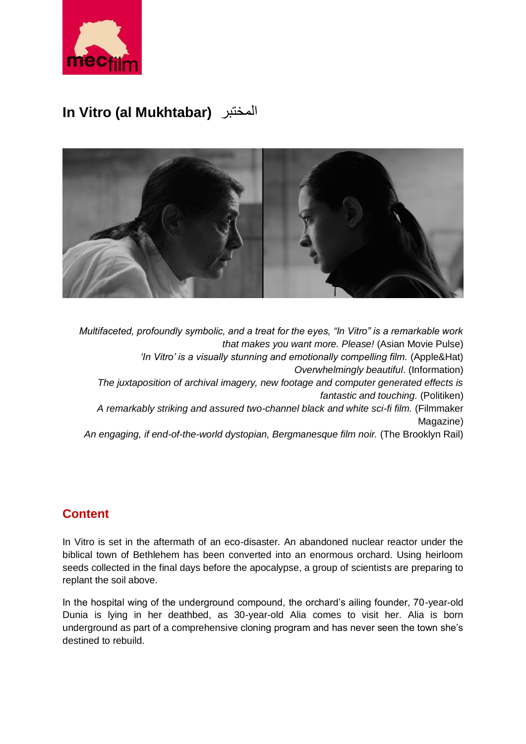# In Vitro (al Mukhtabar) المختبر

*Multifaceted, profoundly symbolic, and a treat for the eyes, "In Vitro" is a remarkable work that makes you want more. Please!* (Asian Movie Pulse)

*'In Vitro' is a visually stunning and emotionally compelling film.* (Apple&Hat)

*Overwhelmingly beautiful*. (Information)

*The juxtaposition of archival imagery, new footage and computer generated effects is fantastic and touching.* (Politiken)

*A remarkably striking and assured two-channel black and white sci-fi film.* (Filmmaker Magazine)

*An engaging, if end-of-the-world dystopian, Bergmanesque film noir.* (The Brooklyn Rail)

## Content

In Vitro is set in the aftermath of an eco-disaster. An abandoned nuclear reactor under the biblical town of Bethlehem has been converted into an enormous orchard. Using heirloom seeds collected in the final days before the apocalypse, a group of scientists are preparing to replant the soil above.

In the hospital wing of the underground compound, the orchard's ailing founder, 70-year-old Dunia is lying in her deathbed, as 30-year-old Alia comes to visit her. Alia is born underground as part of a comprehensive cloning program and has never seen the town she's destined to rebuild.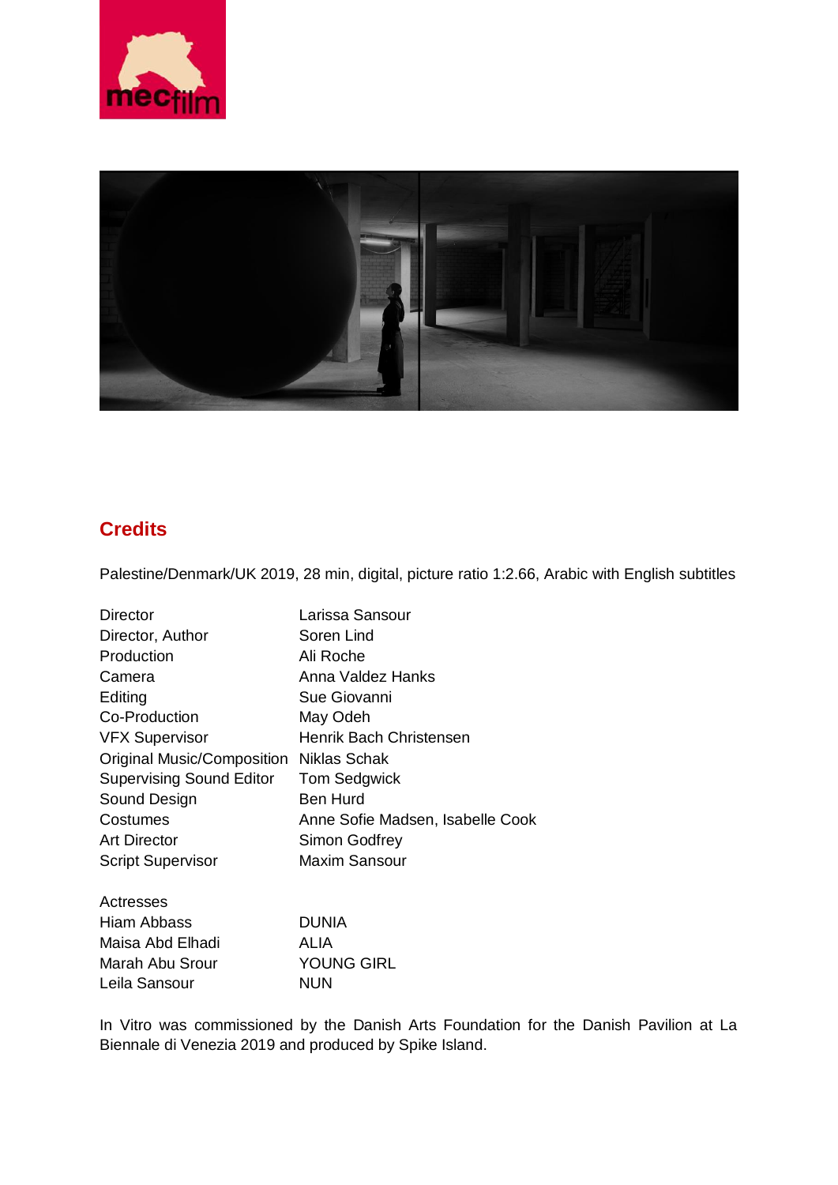## Credits

Palestine/Denmark/UK 2019, 28 min, digital, picture ratio 1:2.66, Arabic with English subtitles

| | |
|---|---|
| Director | Larissa Sansour |
| Director, Author | Soren Lind |
| Production | Ali Roche |
| Camera | Anna Valdez Hanks |
| Editing | Sue Giovanni |
| Co-Production | May Odeh |
| VFX Supervisor | Henrik Bach Christensen |
| Original Music/Composition | Niklas Schak |
| Supervising Sound Editor | Tom Sedgwick |
| Sound Design | Ben Hurd |
| Costumes | Anne Sofie Madsen, Isabelle Cook |
| Art Director | Simon Godfrey |
| Script Supervisor | Maxim Sansour |

| Actresses | |
|---|---|
| Hiam Abbass | DUNIA |
| Maisa Abd Elhadi | ALIA |
| Marah Abu Srour | YOUNG GIRL |
| Leila Sansour | NUN |

In Vitro was commissioned by the Danish Arts Foundation for the Danish Pavilion at La Biennale di Venezia 2019 and produced by Spike Island.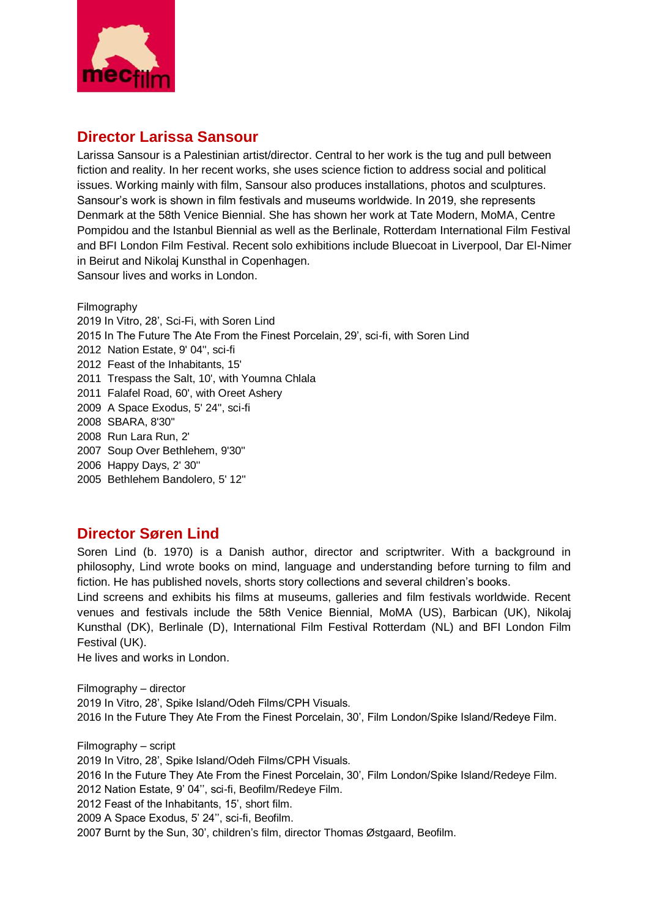mecfilm

## Director Larissa Sansour

Larissa Sansour is a Palestinian artist/director. Central to her work is the tug and pull between fiction and reality. In her recent works, she uses science fiction to address social and political issues. Working mainly with film, Sansour also produces installations, photos and sculptures. Sansour's work is shown in film festivals and museums worldwide. In 2019, she represents Denmark at the 58th Venice Biennial. She has shown her work at Tate Modern, MoMA, Centre Pompidou and the Istanbul Biennial as well as the Berlinale, Rotterdam International Film Festival and BFI London Film Festival. Recent solo exhibitions include Bluecoat in Liverpool, Dar El-Nimer in Beirut and Nikolaj Kunsthal in Copenhagen.
Sansour lives and works in London.

Filmography
2019 In Vitro, 28', Sci-Fi, with Soren Lind
2015 In The Future The Ate From the Finest Porcelain, 29', sci-fi, with Soren Lind
2012 Nation Estate, 9' 04'', sci-fi
2012 Feast of the Inhabitants, 15'
2011 Trespass the Salt, 10', with Youmna Chlala
2011 Falafel Road, 60', with Oreet Ashery
2009 A Space Exodus, 5' 24'', sci-fi
2008 SBARA, 8'30''
2008 Run Lara Run, 2'
2007 Soup Over Bethlehem, 9'30''
2006 Happy Days, 2' 30''
2005 Bethlehem Bandolero, 5' 12''

## Director Søren Lind

Soren Lind (b. 1970) is a Danish author, director and scriptwriter. With a background in philosophy, Lind wrote books on mind, language and understanding before turning to film and fiction. He has published novels, shorts story collections and several children's books.
Lind screens and exhibits his films at museums, galleries and film festivals worldwide. Recent venues and festivals include the 58th Venice Biennial, MoMA (US), Barbican (UK), Nikolaj Kunsthal (DK), Berlinale (D), International Film Festival Rotterdam (NL) and BFI London Film Festival (UK).
He lives and works in London.

Filmography – director
2019 In Vitro, 28', Spike Island/Odeh Films/CPH Visuals.
2016 In the Future They Ate From the Finest Porcelain, 30', Film London/Spike Island/Redeye Film.

Filmography – script
2019 In Vitro, 28', Spike Island/Odeh Films/CPH Visuals.
2016 In the Future They Ate From the Finest Porcelain, 30', Film London/Spike Island/Redeye Film.
2012 Nation Estate, 9' 04'', sci-fi, Beofilm/Redeye Film.
2012 Feast of the Inhabitants, 15', short film.
2009 A Space Exodus, 5' 24'', sci-fi, Beofilm.
2007 Burnt by the Sun, 30', children's film, director Thomas Østgaard, Beofilm.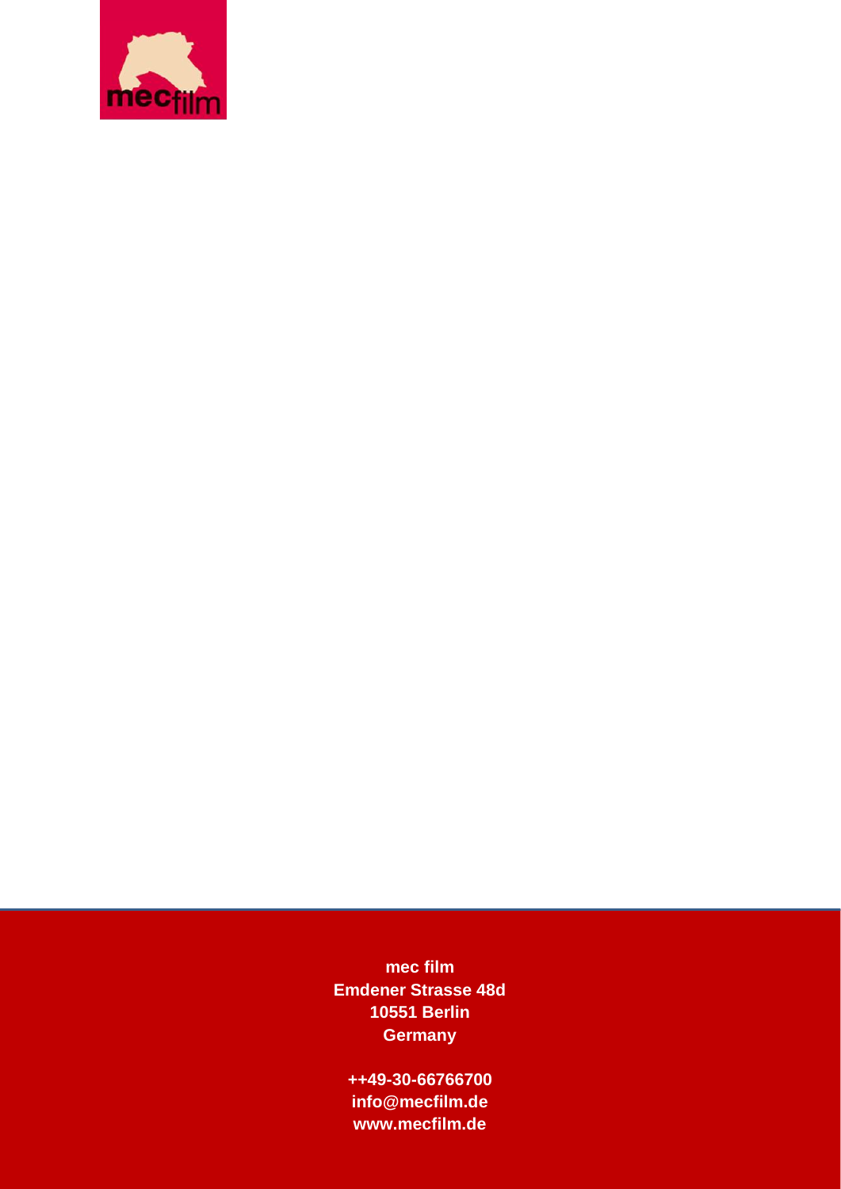**mec film**
**Emdener Strasse 48d**
**10551 Berlin**
**Germany**

**++49-30-66766700**
**info@mecfilm.de**
**www.mecfilm.de**